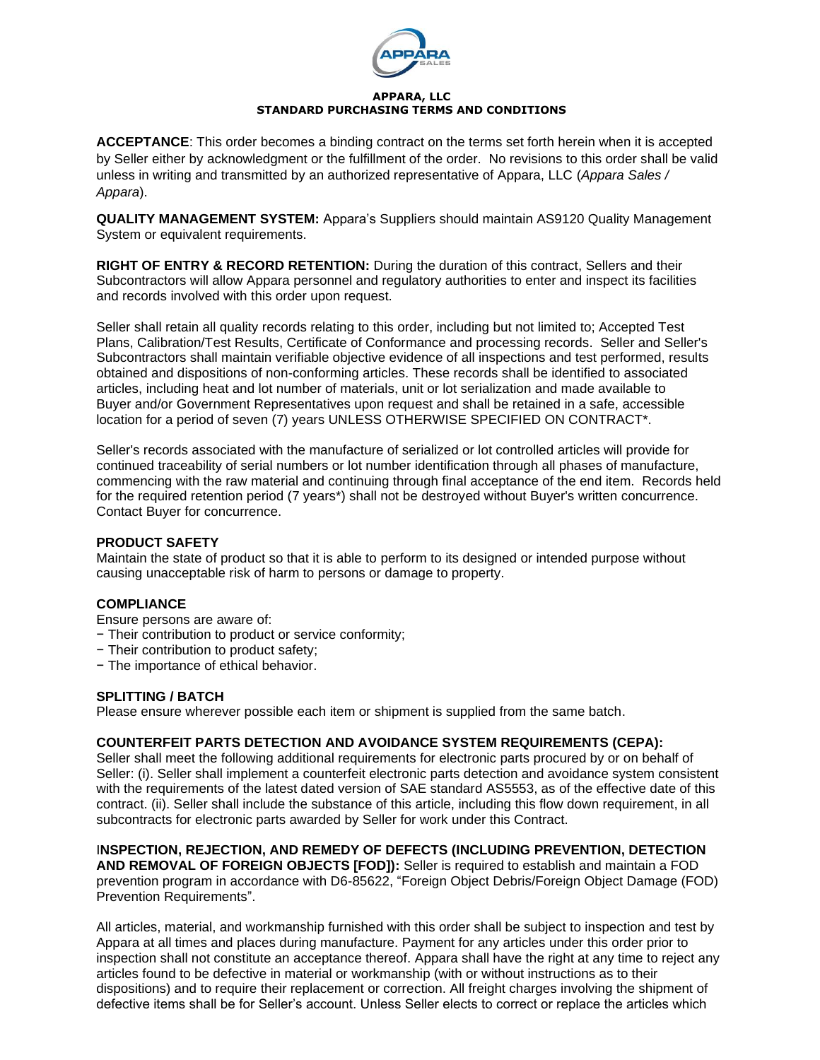**APPARA, LLC**
**STANDARD PURCHASING TERMS AND CONDITIONS**

**ACCEPTANCE**: This order becomes a binding contract on the terms set forth herein when it is accepted by Seller either by acknowledgment or the fulfillment of the order. No revisions to this order shall be valid unless in writing and transmitted by an authorized representative of Appara, LLC (*Appara Sales / Appara*).

**QUALITY MANAGEMENT SYSTEM:** Appara's Suppliers should maintain AS9120 Quality Management System or equivalent requirements.

**RIGHT OF ENTRY & RECORD RETENTION:** During the duration of this contract, Sellers and their Subcontractors will allow Appara personnel and regulatory authorities to enter and inspect its facilities and records involved with this order upon request.

Seller shall retain all quality records relating to this order, including but not limited to; Accepted Test Plans, Calibration/Test Results, Certificate of Conformance and processing records. Seller and Seller's Subcontractors shall maintain verifiable objective evidence of all inspections and test performed, results obtained and dispositions of non-conforming articles. These records shall be identified to associated articles, including heat and lot number of materials, unit or lot serialization and made available to Buyer and/or Government Representatives upon request and shall be retained in a safe, accessible location for a period of seven (7) years UNLESS OTHERWISE SPECIFIED ON CONTRACT*.

Seller's records associated with the manufacture of serialized or lot controlled articles will provide for continued traceability of serial numbers or lot number identification through all phases of manufacture, commencing with the raw material and continuing through final acceptance of the end item. Records held for the required retention period (7 years*) shall not be destroyed without Buyer's written concurrence. Contact Buyer for concurrence.

**PRODUCT SAFETY**

Maintain the state of product so that it is able to perform to its designed or intended purpose without causing unacceptable risk of harm to persons or damage to property.

**COMPLIANCE**

Ensure persons are aware of:

- Their contribution to product or service conformity;
- Their contribution to product safety;
- The importance of ethical behavior.

**SPLITTING / BATCH**

Please ensure wherever possible each item or shipment is supplied from the same batch.

**COUNTERFEIT PARTS DETECTION AND AVOIDANCE SYSTEM REQUIREMENTS (CEPA):**

Seller shall meet the following additional requirements for electronic parts procured by or on behalf of Seller: (i). Seller shall implement a counterfeit electronic parts detection and avoidance system consistent with the requirements of the latest dated version of SAE standard AS5553, as of the effective date of this contract. (ii). Seller shall include the substance of this article, including this flow down requirement, in all subcontracts for electronic parts awarded by Seller for work under this Contract.

**INSPECTION, REJECTION, AND REMEDY OF DEFECTS (INCLUDING PREVENTION, DETECTION AND REMOVAL OF FOREIGN OBJECTS [FOD]):** Seller is required to establish and maintain a FOD prevention program in accordance with D6-85622, "Foreign Object Debris/Foreign Object Damage (FOD) Prevention Requirements".

All articles, material, and workmanship furnished with this order shall be subject to inspection and test by Appara at all times and places during manufacture. Payment for any articles under this order prior to inspection shall not constitute an acceptance thereof. Appara shall have the right at any time to reject any articles found to be defective in material or workmanship (with or without instructions as to their dispositions) and to require their replacement or correction. All freight charges involving the shipment of defective items shall be for Seller's account. Unless Seller elects to correct or replace the articles which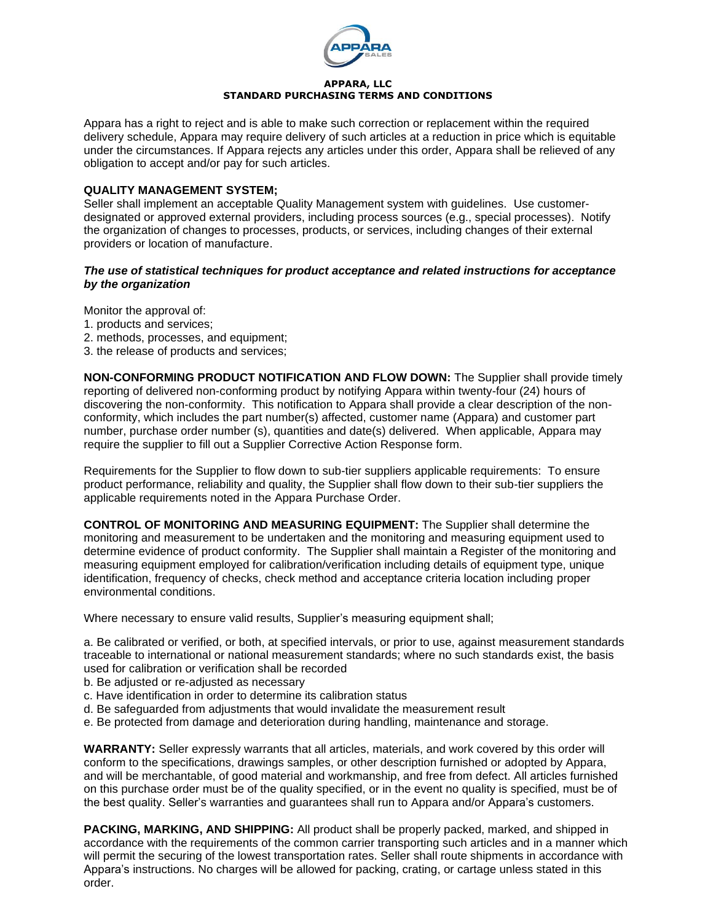Appara has a right to reject and is able to make such correction or replacement within the required delivery schedule, Appara may require delivery of such articles at a reduction in price which is equitable under the circumstances. If Appara rejects any articles under this order, Appara shall be relieved of any obligation to accept and/or pay for such articles.

**QUALITY MANAGEMENT SYSTEM;**
Seller shall implement an acceptable Quality Management system with guidelines. Use customer-designated or approved external providers, including process sources (e.g., special processes). Notify the organization of changes to processes, products, or services, including changes of their external providers or location of manufacture.

***The use of statistical techniques for product acceptance and related instructions for acceptance by the organization***

Monitor the approval of:
1. products and services;
2. methods, processes, and equipment;
3. the release of products and services;

**NON-CONFORMING PRODUCT NOTIFICATION AND FLOW DOWN:** The Supplier shall provide timely reporting of delivered non-conforming product by notifying Appara within twenty-four (24) hours of discovering the non-conformity. This notification to Appara shall provide a clear description of the non-conformity, which includes the part number(s) affected, customer name (Appara) and customer part number, purchase order number (s), quantities and date(s) delivered. When applicable, Appara may require the supplier to fill out a Supplier Corrective Action Response form.

Requirements for the Supplier to flow down to sub-tier suppliers applicable requirements: To ensure product performance, reliability and quality, the Supplier shall flow down to their sub-tier suppliers the applicable requirements noted in the Appara Purchase Order.

**CONTROL OF MONITORING AND MEASURING EQUIPMENT:** The Supplier shall determine the monitoring and measurement to be undertaken and the monitoring and measuring equipment used to determine evidence of product conformity. The Supplier shall maintain a Register of the monitoring and measuring equipment employed for calibration/verification including details of equipment type, unique identification, frequency of checks, check method and acceptance criteria location including proper environmental conditions.

Where necessary to ensure valid results, Supplier's measuring equipment shall;

a. Be calibrated or verified, or both, at specified intervals, or prior to use, against measurement standards traceable to international or national measurement standards; where no such standards exist, the basis used for calibration or verification shall be recorded
b. Be adjusted or re-adjusted as necessary
c. Have identification in order to determine its calibration status
d. Be safeguarded from adjustments that would invalidate the measurement result
e. Be protected from damage and deterioration during handling, maintenance and storage.

**WARRANTY:** Seller expressly warrants that all articles, materials, and work covered by this order will conform to the specifications, drawings samples, or other description furnished or adopted by Appara, and will be merchantable, of good material and workmanship, and free from defect. All articles furnished on this purchase order must be of the quality specified, or in the event no quality is specified, must be of the best quality. Seller's warranties and guarantees shall run to Appara and/or Appara's customers.

**PACKING, MARKING, AND SHIPPING:** All product shall be properly packed, marked, and shipped in accordance with the requirements of the common carrier transporting such articles and in a manner which will permit the securing of the lowest transportation rates. Seller shall route shipments in accordance with Appara's instructions. No charges will be allowed for packing, crating, or cartage unless stated in this order.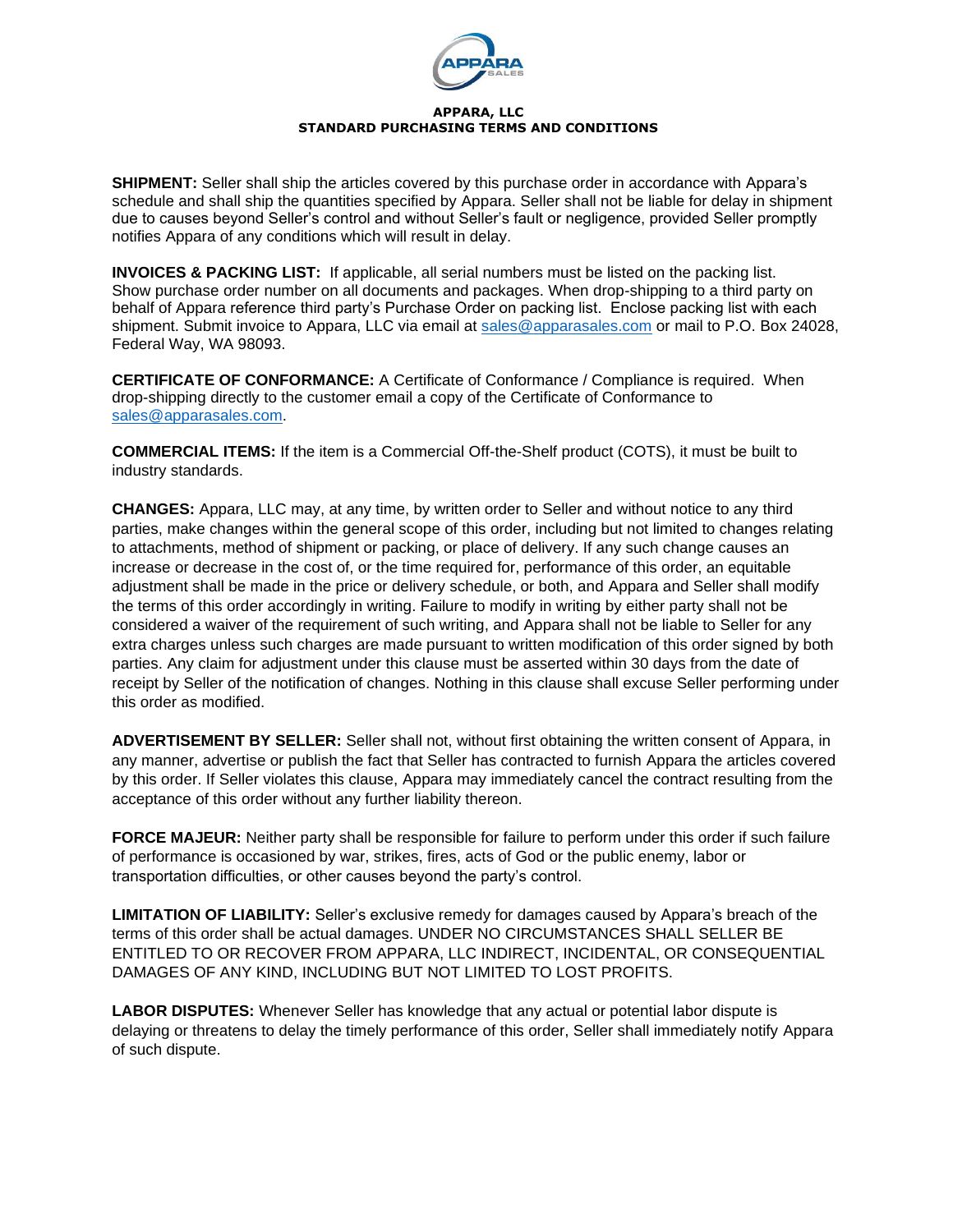**APPARA, LLC**
**STANDARD PURCHASING TERMS AND CONDITIONS**

**SHIPMENT:** Seller shall ship the articles covered by this purchase order in accordance with Appara's schedule and shall ship the quantities specified by Appara. Seller shall not be liable for delay in shipment due to causes beyond Seller's control and without Seller's fault or negligence, provided Seller promptly notifies Appara of any conditions which will result in delay.

**INVOICES & PACKING LIST:** If applicable, all serial numbers must be listed on the packing list. Show purchase order number on all documents and packages. When drop-shipping to a third party on behalf of Appara reference third party's Purchase Order on packing list. Enclose packing list with each shipment. Submit invoice to Appara, LLC via email at sales@apparasales.com or mail to P.O. Box 24028, Federal Way, WA 98093.

**CERTIFICATE OF CONFORMANCE:** A Certificate of Conformance / Compliance is required. When drop-shipping directly to the customer email a copy of the Certificate of Conformance to sales@apparasales.com.

**COMMERCIAL ITEMS:** If the item is a Commercial Off-the-Shelf product (COTS), it must be built to industry standards.

**CHANGES:** Appara, LLC may, at any time, by written order to Seller and without notice to any third parties, make changes within the general scope of this order, including but not limited to changes relating to attachments, method of shipment or packing, or place of delivery. If any such change causes an increase or decrease in the cost of, or the time required for, performance of this order, an equitable adjustment shall be made in the price or delivery schedule, or both, and Appara and Seller shall modify the terms of this order accordingly in writing. Failure to modify in writing by either party shall not be considered a waiver of the requirement of such writing, and Appara shall not be liable to Seller for any extra charges unless such charges are made pursuant to written modification of this order signed by both parties. Any claim for adjustment under this clause must be asserted within 30 days from the date of receipt by Seller of the notification of changes. Nothing in this clause shall excuse Seller performing under this order as modified.

**ADVERTISEMENT BY SELLER:** Seller shall not, without first obtaining the written consent of Appara, in any manner, advertise or publish the fact that Seller has contracted to furnish Appara the articles covered by this order. If Seller violates this clause, Appara may immediately cancel the contract resulting from the acceptance of this order without any further liability thereon.

**FORCE MAJEUR:** Neither party shall be responsible for failure to perform under this order if such failure of performance is occasioned by war, strikes, fires, acts of God or the public enemy, labor or transportation difficulties, or other causes beyond the party's control.

**LIMITATION OF LIABILITY:** Seller's exclusive remedy for damages caused by Appara's breach of the terms of this order shall be actual damages. UNDER NO CIRCUMSTANCES SHALL SELLER BE ENTITLED TO OR RECOVER FROM APPARA, LLC INDIRECT, INCIDENTAL, OR CONSEQUENTIAL DAMAGES OF ANY KIND, INCLUDING BUT NOT LIMITED TO LOST PROFITS.

**LABOR DISPUTES:** Whenever Seller has knowledge that any actual or potential labor dispute is delaying or threatens to delay the timely performance of this order, Seller shall immediately notify Appara of such dispute.